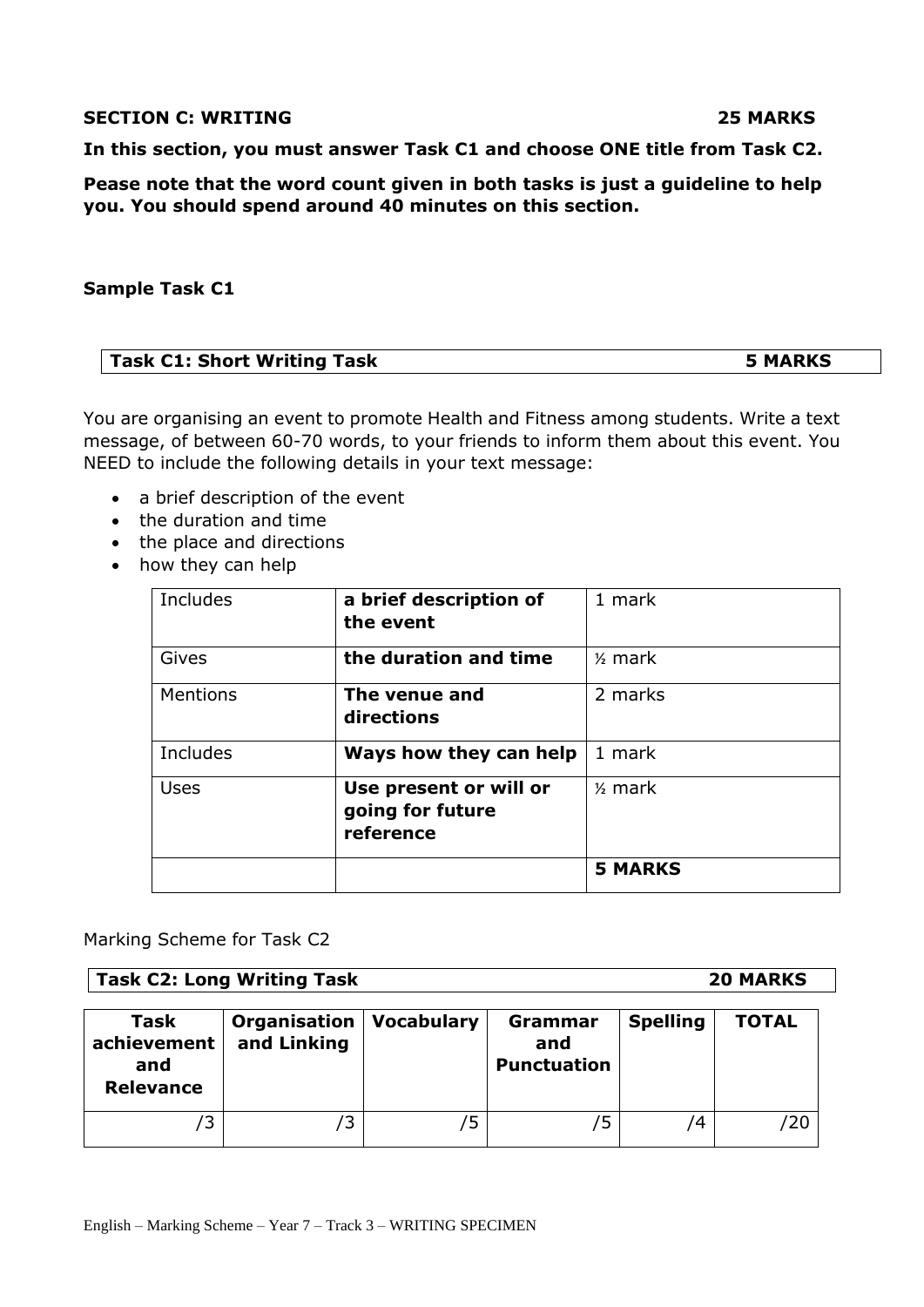**SECTION C: WRITING** **25 MARKS**

**In this section, you must answer Task C1 and choose ONE title from Task C2.**

**Pease note that the word count given in both tasks is just a guideline to help you. You should spend around 40 minutes on this section.**

**Sample Task C1**

| **Task C1: Short Writing Task** | **5 MARKS** |
|---|---|

You are organising an event to promote Health and Fitness among students. Write a text message, of between 60-70 words, to your friends to inform them about this event. You NEED to include the following details in your text message:

- a brief description of the event
- the duration and time
- the place and directions
- how they can help

| | | |
|---|---|---|
| Includes | **a brief description of the event** | 1 mark |
| Gives | **the duration and time** | ½ mark |
| Mentions | **The venue and directions** | 2 marks |
| Includes | **Ways how they can help** | 1 mark |
| Uses | **Use present or will or going for future reference** | ½ mark |
| | | **5 MARKS** |

Marking Scheme for Task C2

| **Task C2: Long Writing Task** | **20 MARKS** |
|---|---|

| **Task achievement and Relevance** | **Organisation and Linking** | **Vocabulary** | **Grammar and Punctuation** | **Spelling** | **TOTAL** |
|---|---|---|---|---|---|
| /3 | /3 | /5 | /5 | /4 | /20 |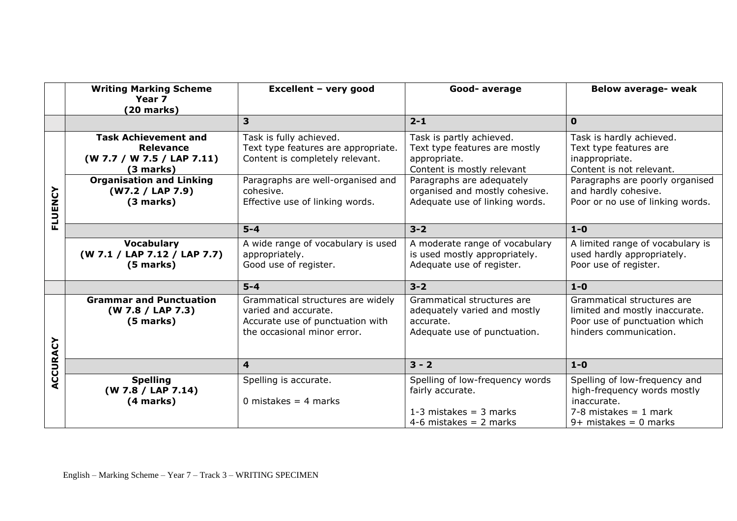| | Writing Marking Scheme<br>Year 7<br>(20 marks) | Excellent – very good | Good- average | Below average- weak |
|---|---|---|---|---|
| | | **3** | **2-1** | **0** |
| **FLUENCY** | **Task Achievement and Relevance**<br>**(W 7.7 / W 7.5 / LAP 7.11)**<br>**(3 marks)** | Task is fully achieved.<br>Text type features are appropriate.<br>Content is completely relevant. | Task is partly achieved.<br>Text type features are mostly appropriate.<br>Content is mostly relevant | Task is hardly achieved.<br>Text type features are inappropriate.<br>Content is not relevant. |
| **FLUENCY** | **Organisation and Linking**<br>**(W7.2 / LAP 7.9)**<br>**(3 marks)** | Paragraphs are well-organised and cohesive.<br>Effective use of linking words. | Paragraphs are adequately organised and mostly cohesive.<br>Adequate use of linking words. | Paragraphs are poorly organised and hardly cohesive.<br>Poor or no use of linking words. |
| | | **5-4** | **3-2** | **1-0** |
| **FLUENCY** | **Vocabulary**<br>**(W 7.1 / LAP 7.12 / LAP 7.7)**<br>**(5 marks)** | A wide range of vocabulary is used appropriately.<br>Good use of register. | A moderate range of vocabulary is used mostly appropriately.<br>Adequate use of register. | A limited range of vocabulary is used hardly appropriately.<br>Poor use of register. |
| | | **5-4** | **3-2** | **1-0** |
| **ACCURACY** | **Grammar and Punctuation**<br>**(W 7.8 / LAP 7.3)**<br>**(5 marks)** | Grammatical structures are widely varied and accurate.<br>Accurate use of punctuation with the occasional minor error. | Grammatical structures are adequately varied and mostly accurate.<br>Adequate use of punctuation. | Grammatical structures are limited and mostly inaccurate.<br>Poor use of punctuation which hinders communication. |
| | | **4** | **3 - 2** | **1-0** |
| **ACCURACY** | **Spelling**<br>**(W 7.8 / LAP 7.14)**<br>**(4 marks)** | Spelling is accurate.<br><br>0 mistakes = 4 marks | Spelling of low-frequency words fairly accurate.<br><br>1-3 mistakes = 3 marks<br>4-6 mistakes = 2 marks | Spelling of low-frequency and high-frequency words mostly inaccurate.<br>7-8 mistakes = 1 mark<br>9+ mistakes = 0 marks |

English – Marking Scheme – Year 7 – Track 3 – WRITING SPECIMEN